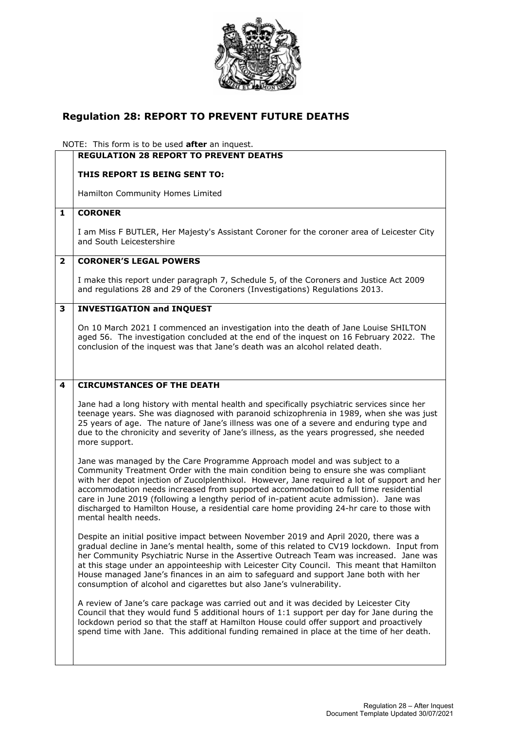# Regulation 28: REPORT TO PREVENT FUTURE DEATHS

NOTE: This form is to be used **after** an inquest.

**REGULATION 28 REPORT TO PREVENT DEATHS**

**THIS REPORT IS BEING SENT TO:**

Hamilton Community Homes Limited

## 1 CORONER

I am Miss F BUTLER, Her Majesty's Assistant Coroner for the coroner area of Leicester City and South Leicestershire

## 2 CORONER'S LEGAL POWERS

I make this report under paragraph 7, Schedule 5, of the Coroners and Justice Act 2009 and regulations 28 and 29 of the Coroners (Investigations) Regulations 2013.

## 3 INVESTIGATION and INQUEST

On 10 March 2021 I commenced an investigation into the death of Jane Louise SHILTON aged 56. The investigation concluded at the end of the inquest on 16 February 2022. The conclusion of the inquest was that Jane's death was an alcohol related death.

## 4 CIRCUMSTANCES OF THE DEATH

Jane had a long history with mental health and specifically psychiatric services since her teenage years. She was diagnosed with paranoid schizophrenia in 1989, when she was just 25 years of age. The nature of Jane's illness was one of a severe and enduring type and due to the chronicity and severity of Jane's illness, as the years progressed, she needed more support.

Jane was managed by the Care Programme Approach model and was subject to a Community Treatment Order with the main condition being to ensure she was compliant with her depot injection of Zucolplenthixol. However, Jane required a lot of support and her accommodation needs increased from supported accommodation to full time residential care in June 2019 (following a lengthy period of in-patient acute admission). Jane was discharged to Hamilton House, a residential care home providing 24-hr care to those with mental health needs.

Despite an initial positive impact between November 2019 and April 2020, there was a gradual decline in Jane's mental health, some of this related to CV19 lockdown. Input from her Community Psychiatric Nurse in the Assertive Outreach Team was increased. Jane was at this stage under an appointeeship with Leicester City Council. This meant that Hamilton House managed Jane's finances in an aim to safeguard and support Jane both with her consumption of alcohol and cigarettes but also Jane's vulnerability.

A review of Jane's care package was carried out and it was decided by Leicester City Council that they would fund 5 additional hours of 1:1 support per day for Jane during the lockdown period so that the staff at Hamilton House could offer support and proactively spend time with Jane. This additional funding remained in place at the time of her death.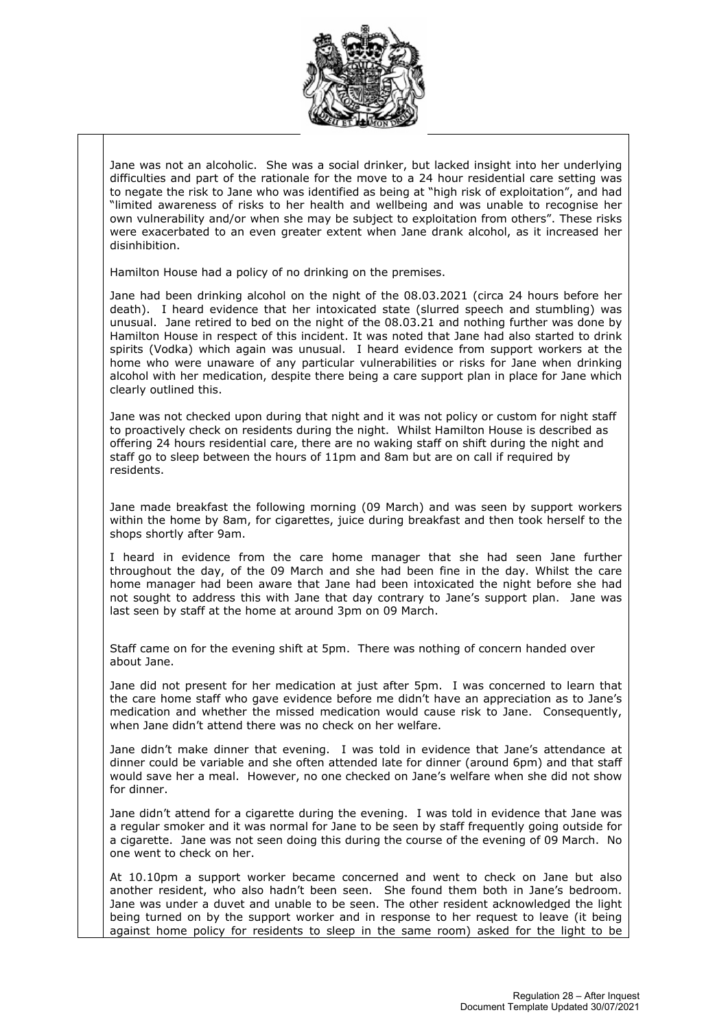Jane was not an alcoholic. She was a social drinker, but lacked insight into her underlying difficulties and part of the rationale for the move to a 24 hour residential care setting was to negate the risk to Jane who was identified as being at "high risk of exploitation", and had "limited awareness of risks to her health and wellbeing and was unable to recognise her own vulnerability and/or when she may be subject to exploitation from others". These risks were exacerbated to an even greater extent when Jane drank alcohol, as it increased her disinhibition.

Hamilton House had a policy of no drinking on the premises.

Jane had been drinking alcohol on the night of the 08.03.2021 (circa 24 hours before her death). I heard evidence that her intoxicated state (slurred speech and stumbling) was unusual. Jane retired to bed on the night of the 08.03.21 and nothing further was done by Hamilton House in respect of this incident. It was noted that Jane had also started to drink spirits (Vodka) which again was unusual. I heard evidence from support workers at the home who were unaware of any particular vulnerabilities or risks for Jane when drinking alcohol with her medication, despite there being a care support plan in place for Jane which clearly outlined this.

Jane was not checked upon during that night and it was not policy or custom for night staff to proactively check on residents during the night. Whilst Hamilton House is described as offering 24 hours residential care, there are no waking staff on shift during the night and staff go to sleep between the hours of 11pm and 8am but are on call if required by residents.

Jane made breakfast the following morning (09 March) and was seen by support workers within the home by 8am, for cigarettes, juice during breakfast and then took herself to the shops shortly after 9am.

I heard in evidence from the care home manager that she had seen Jane further throughout the day, of the 09 March and she had been fine in the day. Whilst the care home manager had been aware that Jane had been intoxicated the night before she had not sought to address this with Jane that day contrary to Jane's support plan. Jane was last seen by staff at the home at around 3pm on 09 March.

Staff came on for the evening shift at 5pm. There was nothing of concern handed over about Jane.

Jane did not present for her medication at just after 5pm. I was concerned to learn that the care home staff who gave evidence before me didn't have an appreciation as to Jane's medication and whether the missed medication would cause risk to Jane. Consequently, when Jane didn't attend there was no check on her welfare.

Jane didn't make dinner that evening. I was told in evidence that Jane's attendance at dinner could be variable and she often attended late for dinner (around 6pm) and that staff would save her a meal. However, no one checked on Jane's welfare when she did not show for dinner.

Jane didn't attend for a cigarette during the evening. I was told in evidence that Jane was a regular smoker and it was normal for Jane to be seen by staff frequently going outside for a cigarette. Jane was not seen doing this during the course of the evening of 09 March. No one went to check on her.

At 10.10pm a support worker became concerned and went to check on Jane but also another resident, who also hadn't been seen. She found them both in Jane's bedroom. Jane was under a duvet and unable to be seen. The other resident acknowledged the light being turned on by the support worker and in response to her request to leave (it being against home policy for residents to sleep in the same room) asked for the light to be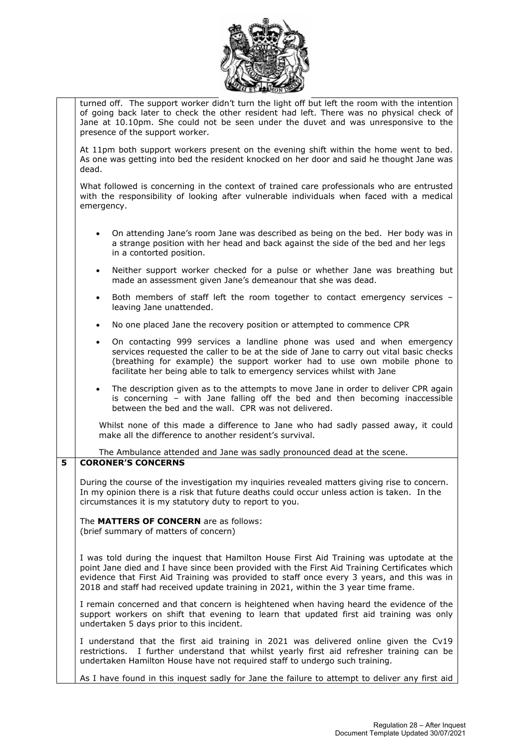turned off. The support worker didn't turn the light off but left the room with the intention of going back later to check the other resident had left. There was no physical check of Jane at 10.10pm. She could not be seen under the duvet and was unresponsive to the presence of the support worker.

At 11pm both support workers present on the evening shift within the home went to bed. As one was getting into bed the resident knocked on her door and said he thought Jane was dead.

What followed is concerning in the context of trained care professionals who are entrusted with the responsibility of looking after vulnerable individuals when faced with a medical emergency.

- On attending Jane's room Jane was described as being on the bed. Her body was in a strange position with her head and back against the side of the bed and her legs in a contorted position.
- Neither support worker checked for a pulse or whether Jane was breathing but made an assessment given Jane's demeanour that she was dead.
- Both members of staff left the room together to contact emergency services – leaving Jane unattended.
- No one placed Jane the recovery position or attempted to commence CPR
- On contacting 999 services a landline phone was used and when emergency services requested the caller to be at the side of Jane to carry out vital basic checks (breathing for example) the support worker had to use own mobile phone to facilitate her being able to talk to emergency services whilst with Jane
- The description given as to the attempts to move Jane in order to deliver CPR again is concerning – with Jane falling off the bed and then becoming inaccessible between the bed and the wall. CPR was not delivered.

Whilst none of this made a difference to Jane who had sadly passed away, it could make all the difference to another resident's survival.

The Ambulance attended and Jane was sadly pronounced dead at the scene.

## 5 CORONER'S CONCERNS

During the course of the investigation my inquiries revealed matters giving rise to concern. In my opinion there is a risk that future deaths could occur unless action is taken. In the circumstances it is my statutory duty to report to you.

The **MATTERS OF CONCERN** are as follows:
(brief summary of matters of concern)

I was told during the inquest that Hamilton House First Aid Training was uptodate at the point Jane died and I have since been provided with the First Aid Training Certificates which evidence that First Aid Training was provided to staff once every 3 years, and this was in 2018 and staff had received update training in 2021, within the 3 year time frame.

I remain concerned and that concern is heightened when having heard the evidence of the support workers on shift that evening to learn that updated first aid training was only undertaken 5 days prior to this incident.

I understand that the first aid training in 2021 was delivered online given the Cv19 restrictions. I further understand that whilst yearly first aid refresher training can be undertaken Hamilton House have not required staff to undergo such training.

As I have found in this inquest sadly for Jane the failure to attempt to deliver any first aid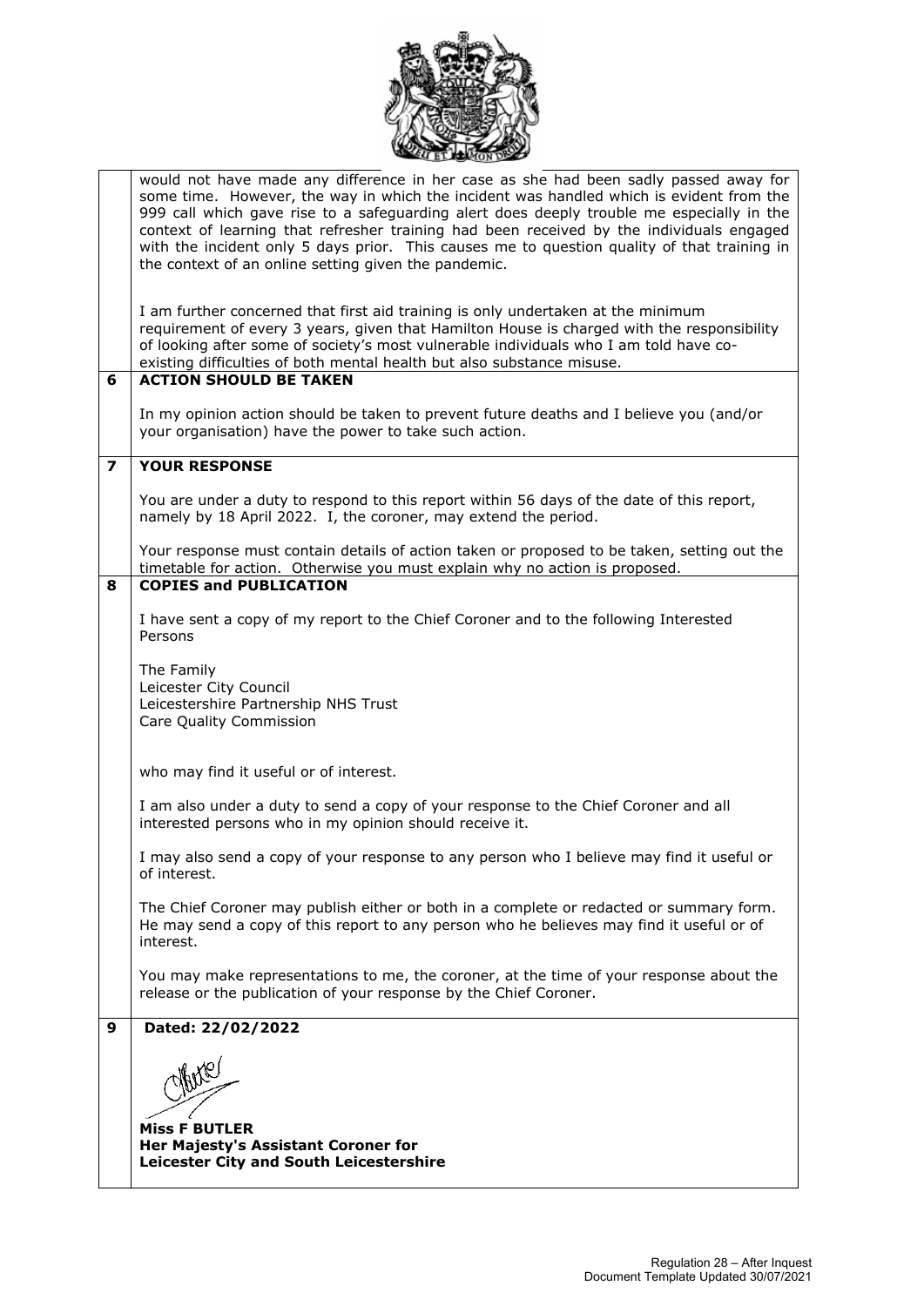would not have made any difference in her case as she had been sadly passed away for some time. However, the way in which the incident was handled which is evident from the 999 call which gave rise to a safeguarding alert does deeply trouble me especially in the context of learning that refresher training had been received by the individuals engaged with the incident only 5 days prior. This causes me to question quality of that training in the context of an online setting given the pandemic.

I am further concerned that first aid training is only undertaken at the minimum requirement of every 3 years, given that Hamilton House is charged with the responsibility of looking after some of society's most vulnerable individuals who I am told have co-existing difficulties of both mental health but also substance misuse.

## 6 ACTION SHOULD BE TAKEN

In my opinion action should be taken to prevent future deaths and I believe you (and/or your organisation) have the power to take such action.

## 7 YOUR RESPONSE

You are under a duty to respond to this report within 56 days of the date of this report, namely by 18 April 2022. I, the coroner, may extend the period.

Your response must contain details of action taken or proposed to be taken, setting out the timetable for action. Otherwise you must explain why no action is proposed.

## 8 COPIES and PUBLICATION

I have sent a copy of my report to the Chief Coroner and to the following Interested Persons

The Family
Leicester City Council
Leicestershire Partnership NHS Trust
Care Quality Commission

who may find it useful or of interest.

I am also under a duty to send a copy of your response to the Chief Coroner and all interested persons who in my opinion should receive it.

I may also send a copy of your response to any person who I believe may find it useful or of interest.

The Chief Coroner may publish either or both in a complete or redacted or summary form. He may send a copy of this report to any person who he believes may find it useful or of interest.

You may make representations to me, the coroner, at the time of your response about the release or the publication of your response by the Chief Coroner.

## 9 Dated: 22/02/2022

**Miss F BUTLER**
**Her Majesty's Assistant Coroner for**
**Leicester City and South Leicestershire**